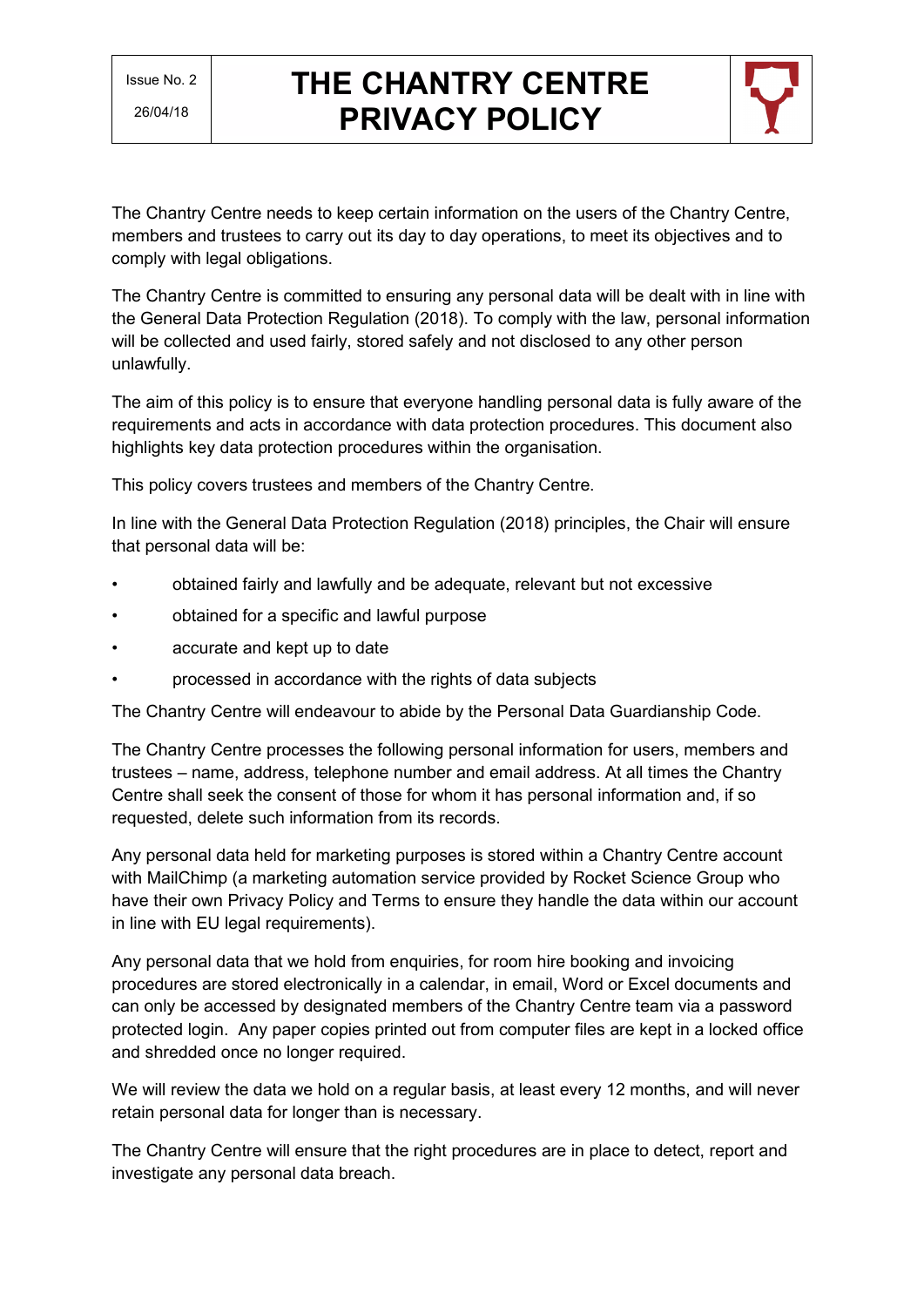| Issue No. 2<br>26/04/18 | THE CHANTRY CENTRE PRIVACY POLICY |
|---|---|

The Chantry Centre needs to keep certain information on the users of the Chantry Centre, members and trustees to carry out its day to day operations, to meet its objectives and to comply with legal obligations.

The Chantry Centre is committed to ensuring any personal data will be dealt with in line with the General Data Protection Regulation (2018). To comply with the law, personal information will be collected and used fairly, stored safely and not disclosed to any other person unlawfully.

The aim of this policy is to ensure that everyone handling personal data is fully aware of the requirements and acts in accordance with data protection procedures. This document also highlights key data protection procedures within the organisation.

This policy covers trustees and members of the Chantry Centre.

In line with the General Data Protection Regulation (2018) principles, the Chair will ensure that personal data will be:

- obtained fairly and lawfully and be adequate, relevant but not excessive
- obtained for a specific and lawful purpose
- accurate and kept up to date
- processed in accordance with the rights of data subjects

The Chantry Centre will endeavour to abide by the Personal Data Guardianship Code.

The Chantry Centre processes the following personal information for users, members and trustees – name, address, telephone number and email address. At all times the Chantry Centre shall seek the consent of those for whom it has personal information and, if so requested, delete such information from its records.

Any personal data held for marketing purposes is stored within a Chantry Centre account with MailChimp (a marketing automation service provided by Rocket Science Group who have their own Privacy Policy and Terms to ensure they handle the data within our account in line with EU legal requirements).

Any personal data that we hold from enquiries, for room hire booking and invoicing procedures are stored electronically in a calendar, in email, Word or Excel documents and can only be accessed by designated members of the Chantry Centre team via a password protected login. Any paper copies printed out from computer files are kept in a locked office and shredded once no longer required.

We will review the data we hold on a regular basis, at least every 12 months, and will never retain personal data for longer than is necessary.

The Chantry Centre will ensure that the right procedures are in place to detect, report and investigate any personal data breach.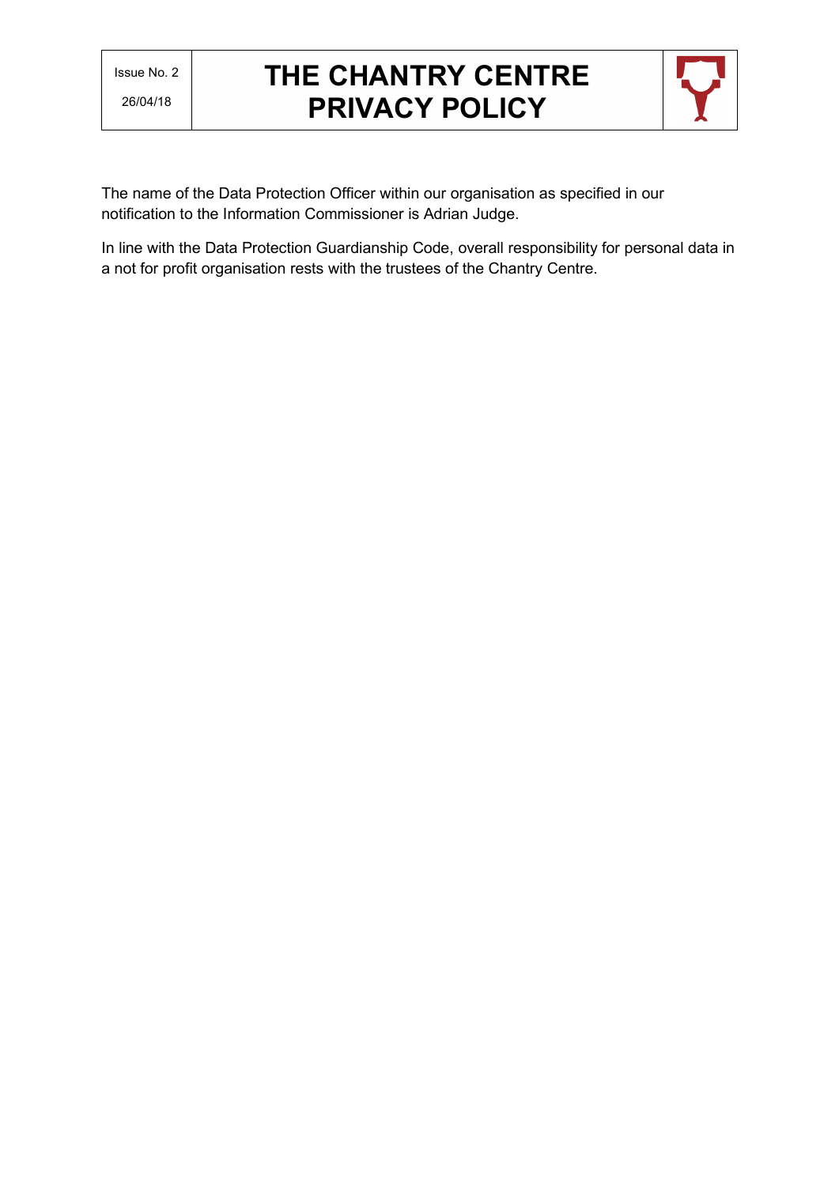The name of the Data Protection Officer within our organisation as specified in our notification to the Information Commissioner is Adrian Judge.

In line with the Data Protection Guardianship Code, overall responsibility for personal data in a not for profit organisation rests with the trustees of the Chantry Centre.